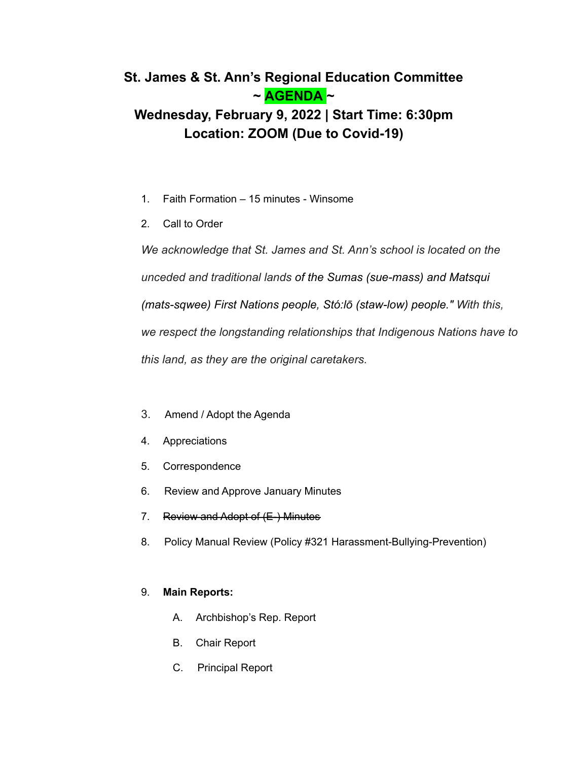# St. James & St. Ann's Regional Education Committee

## ~ AGENDA ~

## Wednesday, February 9, 2022 | Start Time: 6:30pm

## Location: ZOOM (Due to Covid-19)

1. Faith Formation – 15 minutes - Winsome
2. Call to Order

   *We acknowledge that St. James and St. Ann's school is located on the unceded and traditional lands of the Sumas (sue-mass) and Matsqui (mats-sqwee) First Nations people, Stó:lō (staw-low) people." With this, we respect the longstanding relationships that Indigenous Nations have to this land, as they are the original caretakers.*

3. Amend / Adopt the Agenda
4. Appreciations
5. Correspondence
6. Review and Approve January Minutes
7. ~~Review and Adopt of (E-) Minutes~~
8. Policy Manual Review (Policy #321 Harassment-Bullying-Prevention)
9. **Main Reports:**
   - A. Archbishop's Rep. Report
   - B. Chair Report
   - C. Principal Report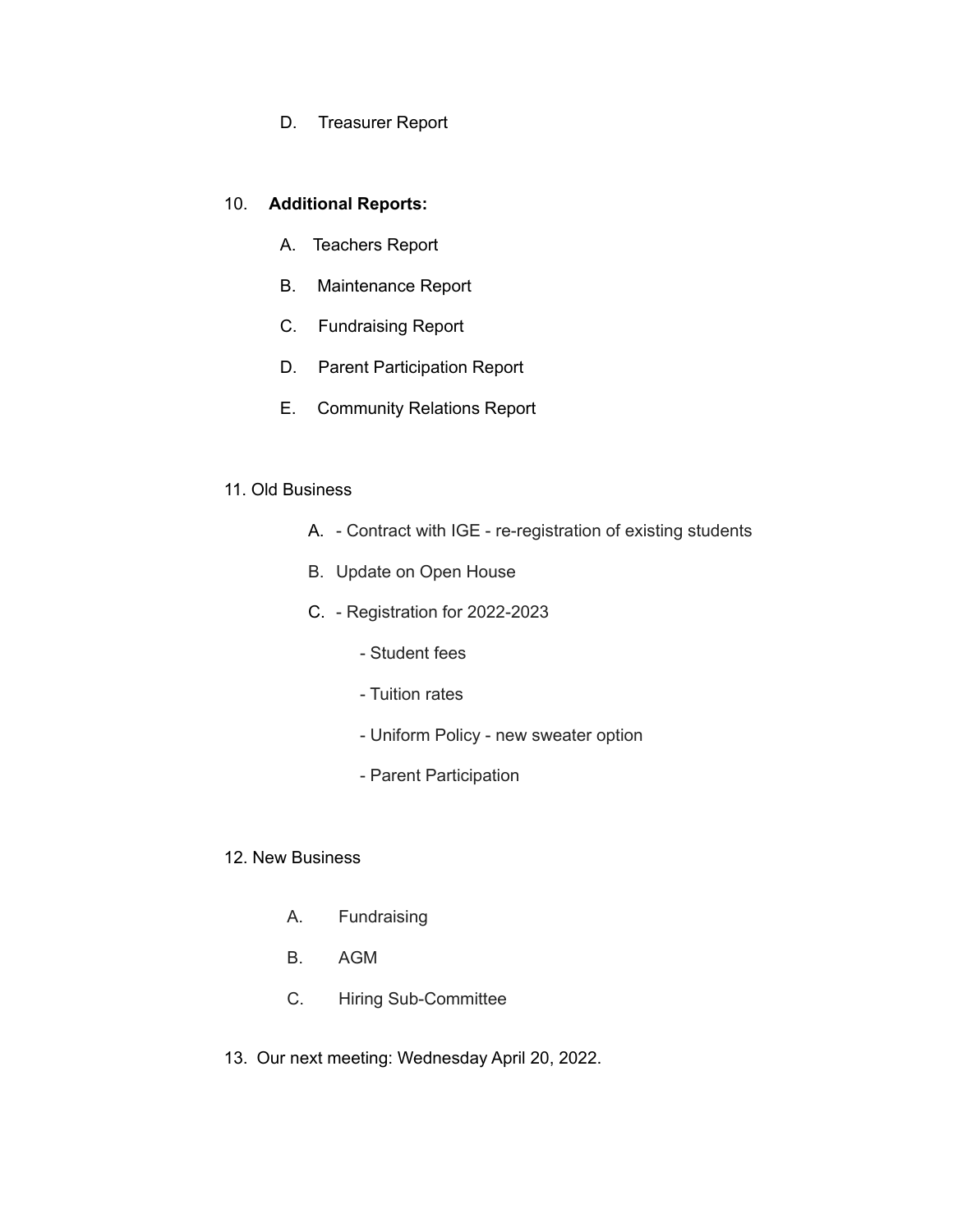D. Treasurer Report

10. **Additional Reports:**

    A. Teachers Report

    B. Maintenance Report

    C. Fundraising Report

    D. Parent Participation Report

    E. Community Relations Report

11. Old Business

    A. - Contract with IGE - re-registration of existing students

    B. Update on Open House

    C. - Registration for 2022-2023

        - Student fees

        - Tuition rates

        - Uniform Policy - new sweater option

        - Parent Participation

12. New Business

    A. Fundraising

    B. AGM

    C. Hiring Sub-Committee

13. Our next meeting: Wednesday April 20, 2022.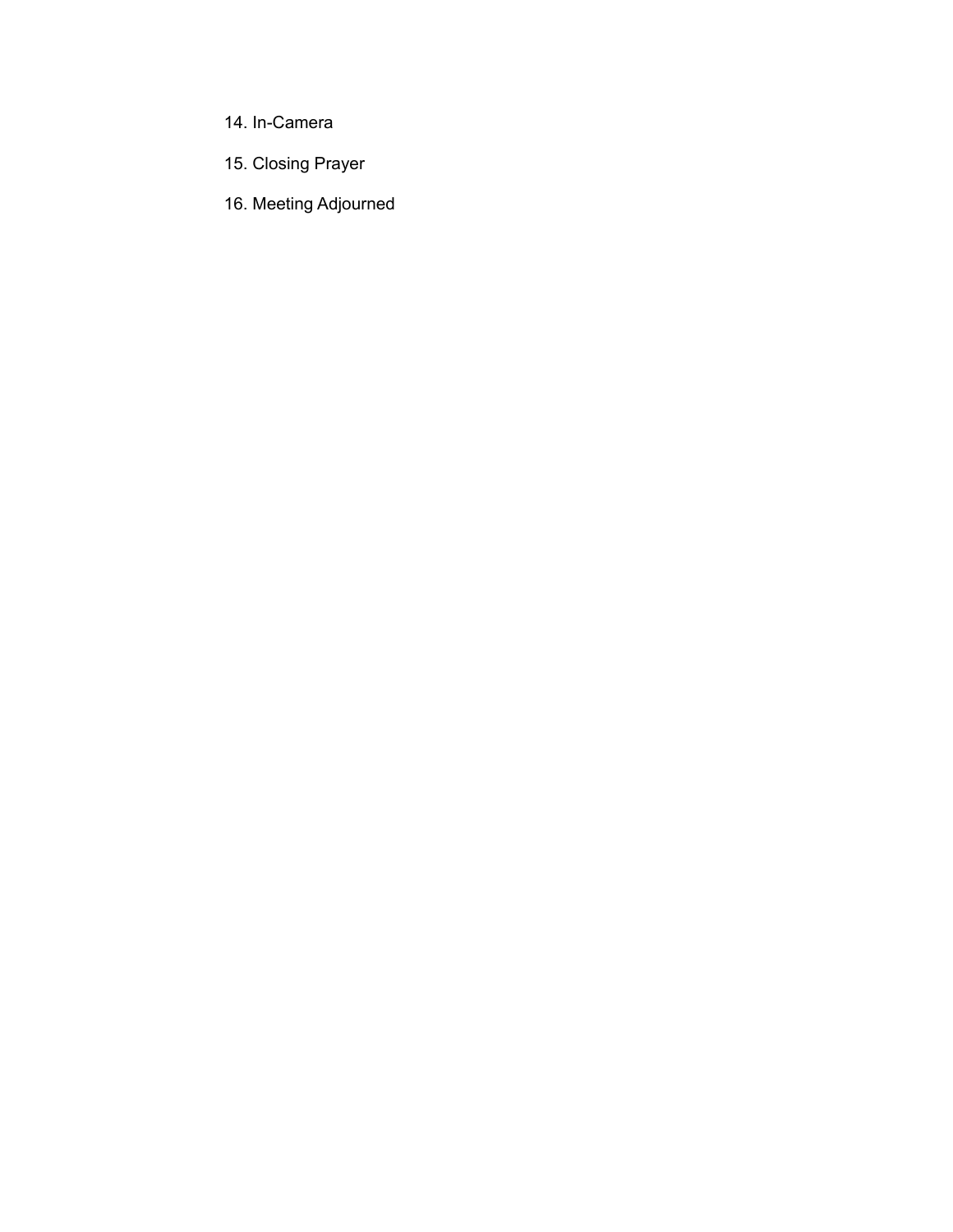14. In-Camera

15. Closing Prayer

16. Meeting Adjourned